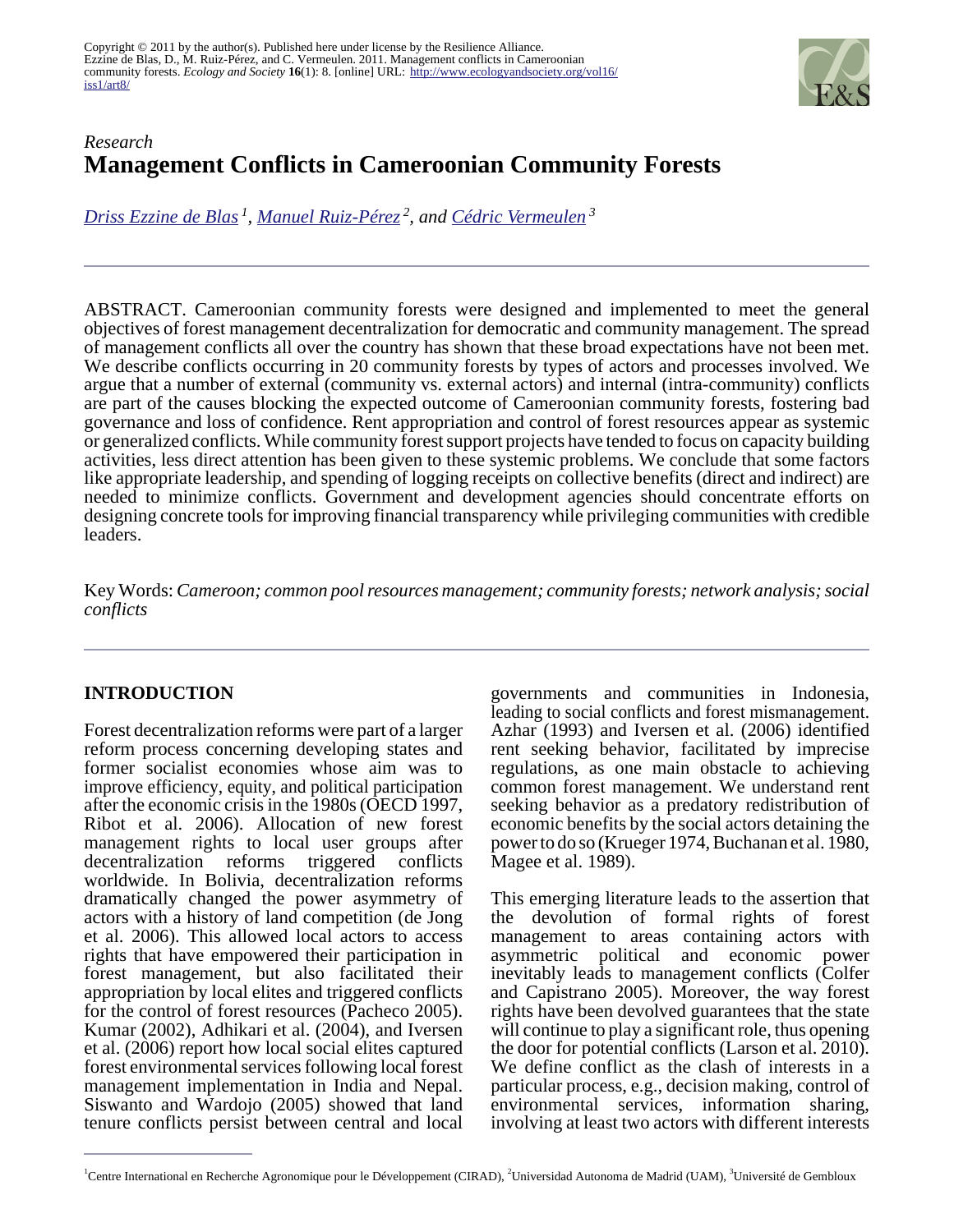Copyright © 2011 by the author(s). Published here under license by the Resilience Alliance.
Ezzine de Blas, D., M. Ruiz-Pérez, and C. Vermeulen. 2011. Management conflicts in Cameroonian community forests. *Ecology and Society* **16**(1): 8. [online] URL: http://www.ecologyandsociety.org/vol16/iss1/art8/

*Research*

# Management Conflicts in Cameroonian Community Forests

*Driss Ezzine de Blas*[1], *Manuel Ruiz-Pérez*[2], *and Cédric Vermeulen*[3]

ABSTRACT. Cameroonian community forests were designed and implemented to meet the general objectives of forest management decentralization for democratic and community management. The spread of management conflicts all over the country has shown that these broad expectations have not been met. We describe conflicts occurring in 20 community forests by types of actors and processes involved. We argue that a number of external (community vs. external actors) and internal (intra-community) conflicts are part of the causes blocking the expected outcome of Cameroonian community forests, fostering bad governance and loss of confidence. Rent appropriation and control of forest resources appear as systemic or generalized conflicts. While community forest support projects have tended to focus on capacity building activities, less direct attention has been given to these systemic problems. We conclude that some factors like appropriate leadership, and spending of logging receipts on collective benefits (direct and indirect) are needed to minimize conflicts. Government and development agencies should concentrate efforts on designing concrete tools for improving financial transparency while privileging communities with credible leaders.

Key Words: *Cameroon; common pool resources management; community forests; network analysis; social conflicts*

## INTRODUCTION

Forest decentralization reforms were part of a larger reform process concerning developing states and former socialist economies whose aim was to improve efficiency, equity, and political participation after the economic crisis in the 1980s (OECD 1997, Ribot et al. 2006). Allocation of new forest management rights to local user groups after decentralization reforms triggered conflicts worldwide. In Bolivia, decentralization reforms dramatically changed the power asymmetry of actors with a history of land competition (de Jong et al. 2006). This allowed local actors to access rights that have empowered their participation in forest management, but also facilitated their appropriation by local elites and triggered conflicts for the control of forest resources (Pacheco 2005). Kumar (2002), Adhikari et al. (2004), and Iversen et al. (2006) report how local social elites captured forest environmental services following local forest management implementation in India and Nepal. Siswanto and Wardojo (2005) showed that land tenure conflicts persist between central and local governments and communities in Indonesia, leading to social conflicts and forest mismanagement. Azhar (1993) and Iversen et al. (2006) identified rent seeking behavior, facilitated by imprecise regulations, as one main obstacle to achieving common forest management. We understand rent seeking behavior as a predatory redistribution of economic benefits by the social actors detaining the power to do so (Krueger 1974, Buchanan et al. 1980, Magee et al. 1989).

This emerging literature leads to the assertion that the devolution of formal rights of forest management to areas containing actors with asymmetric political and economic power inevitably leads to management conflicts (Colfer and Capistrano 2005). Moreover, the way forest rights have been devolved guarantees that the state will continue to play a significant role, thus opening the door for potential conflicts (Larson et al. 2010). We define conflict as the clash of interests in a particular process, e.g., decision making, control of environmental services, information sharing, involving at least two actors with different interests

[1]Centre International en Recherche Agronomique pour le Développement (CIRAD), [2]Universidad Autonoma de Madrid (UAM), [3]Université de Gembloux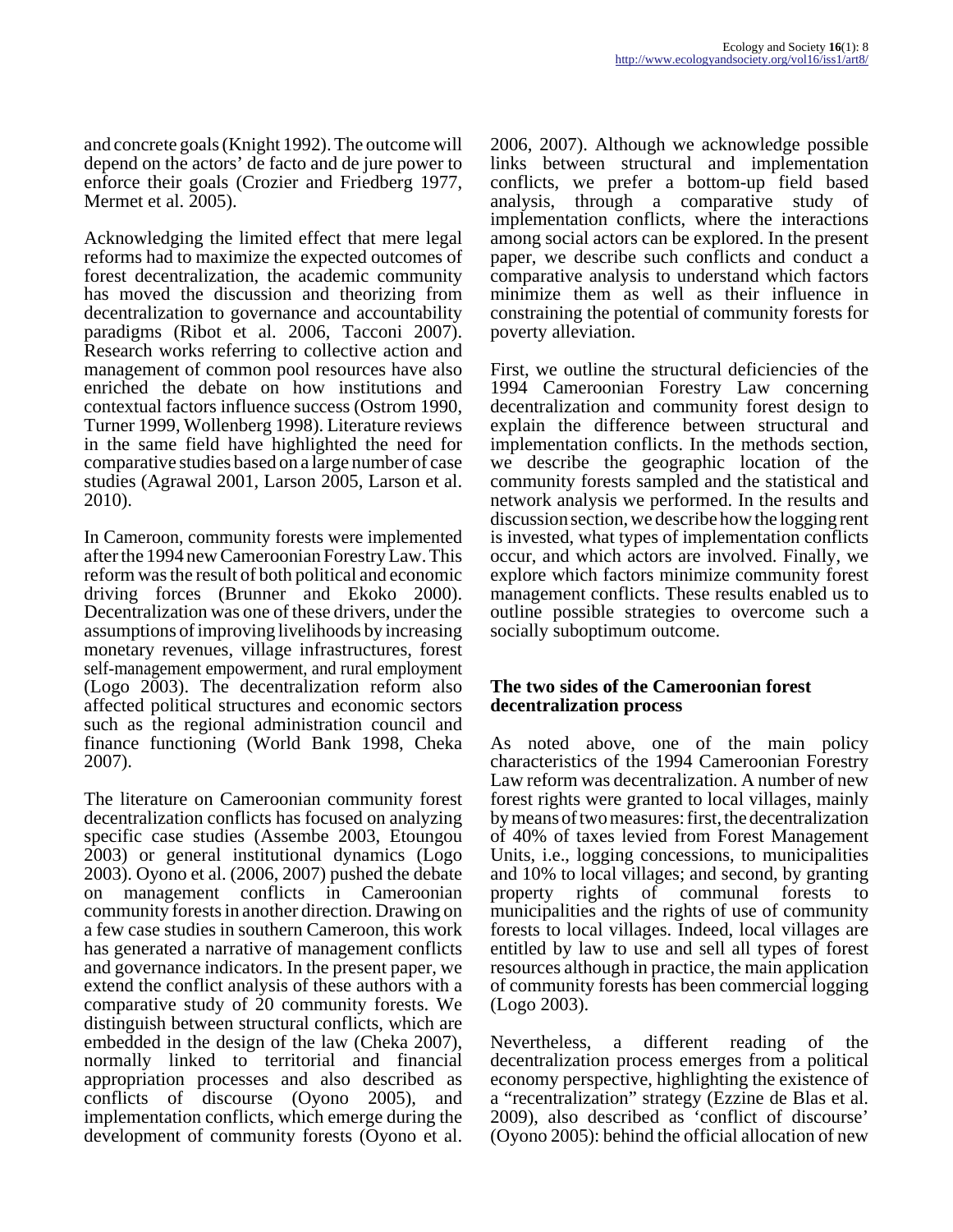and concrete goals (Knight 1992). The outcome will depend on the actors' de facto and de jure power to enforce their goals (Crozier and Friedberg 1977, Mermet et al. 2005).

Acknowledging the limited effect that mere legal reforms had to maximize the expected outcomes of forest decentralization, the academic community has moved the discussion and theorizing from decentralization to governance and accountability paradigms (Ribot et al. 2006, Tacconi 2007). Research works referring to collective action and management of common pool resources have also enriched the debate on how institutions and contextual factors influence success (Ostrom 1990, Turner 1999, Wollenberg 1998). Literature reviews in the same field have highlighted the need for comparative studies based on a large number of case studies (Agrawal 2001, Larson 2005, Larson et al. 2010).

In Cameroon, community forests were implemented after the 1994 new Cameroonian Forestry Law. This reform was the result of both political and economic driving forces (Brunner and Ekoko 2000). Decentralization was one of these drivers, under the assumptions of improving livelihoods by increasing monetary revenues, village infrastructures, forest self-management empowerment, and rural employment (Logo 2003). The decentralization reform also affected political structures and economic sectors such as the regional administration council and finance functioning (World Bank 1998, Cheka 2007).

The literature on Cameroonian community forest decentralization conflicts has focused on analyzing specific case studies (Assembe 2003, Etoungou 2003) or general institutional dynamics (Logo 2003). Oyono et al. (2006, 2007) pushed the debate on management conflicts in Cameroonian community forests in another direction. Drawing on a few case studies in southern Cameroon, this work has generated a narrative of management conflicts and governance indicators. In the present paper, we extend the conflict analysis of these authors with a comparative study of 20 community forests. We distinguish between structural conflicts, which are embedded in the design of the law (Cheka 2007), normally linked to territorial and financial appropriation processes and also described as conflicts of discourse (Oyono 2005), and implementation conflicts, which emerge during the development of community forests (Oyono et al. 2006, 2007). Although we acknowledge possible links between structural and implementation conflicts, we prefer a bottom-up field based analysis, through a comparative study of implementation conflicts, where the interactions among social actors can be explored. In the present paper, we describe such conflicts and conduct a comparative analysis to understand which factors minimize them as well as their influence in constraining the potential of community forests for poverty alleviation.

First, we outline the structural deficiencies of the 1994 Cameroonian Forestry Law concerning decentralization and community forest design to explain the difference between structural and implementation conflicts. In the methods section, we describe the geographic location of the community forests sampled and the statistical and network analysis we performed. In the results and discussion section, we describe how the logging rent is invested, what types of implementation conflicts occur, and which actors are involved. Finally, we explore which factors minimize community forest management conflicts. These results enabled us to outline possible strategies to overcome such a socially suboptimum outcome.

## The two sides of the Cameroonian forest decentralization process

As noted above, one of the main policy characteristics of the 1994 Cameroonian Forestry Law reform was decentralization. A number of new forest rights were granted to local villages, mainly by means of two measures: first, the decentralization of 40% of taxes levied from Forest Management Units, i.e., logging concessions, to municipalities and 10% to local villages; and second, by granting property rights of communal forests to municipalities and the rights of use of community forests to local villages. Indeed, local villages are entitled by law to use and sell all types of forest resources although in practice, the main application of community forests has been commercial logging (Logo 2003).

Nevertheless, a different reading of the decentralization process emerges from a political economy perspective, highlighting the existence of a "recentralization" strategy (Ezzine de Blas et al. 2009), also described as 'conflict of discourse' (Oyono 2005): behind the official allocation of new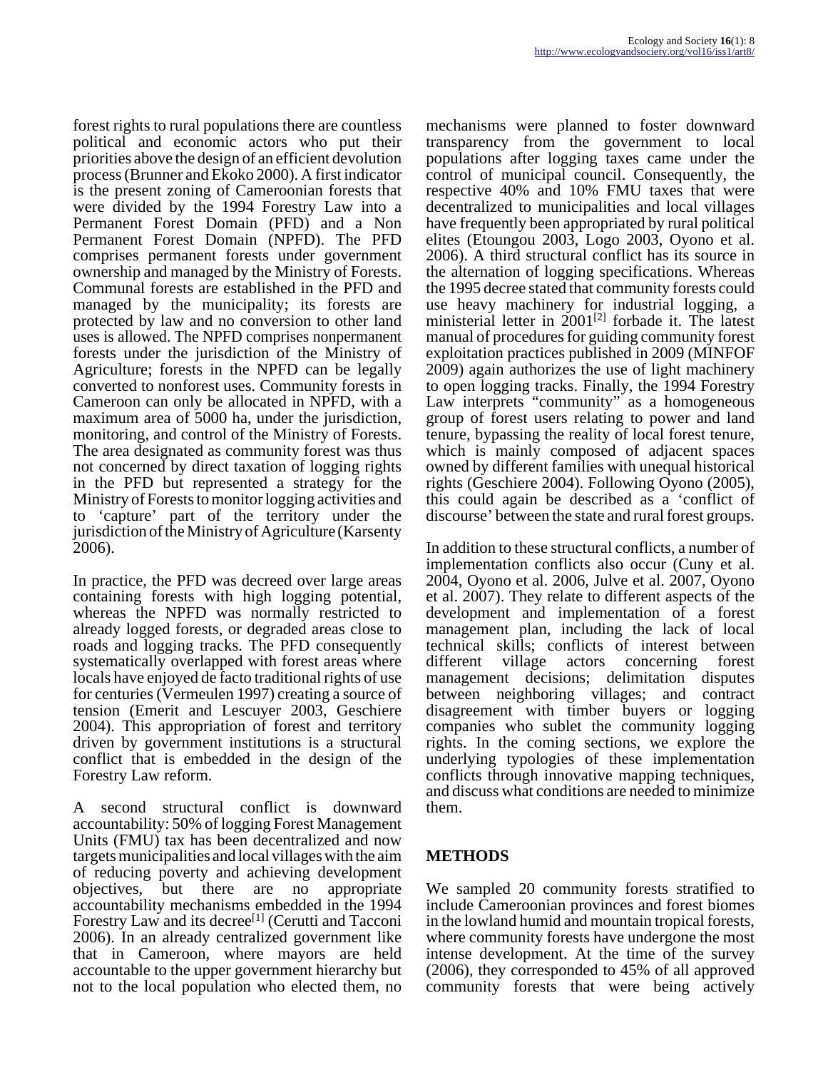forest rights to rural populations there are countless political and economic actors who put their priorities above the design of an efficient devolution process (Brunner and Ekoko 2000). A first indicator is the present zoning of Cameroonian forests that were divided by the 1994 Forestry Law into a Permanent Forest Domain (PFD) and a Non Permanent Forest Domain (NPFD). The PFD comprises permanent forests under government ownership and managed by the Ministry of Forests. Communal forests are established in the PFD and managed by the municipality; its forests are protected by law and no conversion to other land uses is allowed. The NPFD comprises nonpermanent forests under the jurisdiction of the Ministry of Agriculture; forests in the NPFD can be legally converted to nonforest uses. Community forests in Cameroon can only be allocated in NPFD, with a maximum area of 5000 ha, under the jurisdiction, monitoring, and control of the Ministry of Forests. The area designated as community forest was thus not concerned by direct taxation of logging rights in the PFD but represented a strategy for the Ministry of Forests to monitor logging activities and to 'capture' part of the territory under the jurisdiction of the Ministry of Agriculture (Karsenty 2006).

In practice, the PFD was decreed over large areas containing forests with high logging potential, whereas the NPFD was normally restricted to already logged forests, or degraded areas close to roads and logging tracks. The PFD consequently systematically overlapped with forest areas where locals have enjoyed de facto traditional rights of use for centuries (Vermeulen 1997) creating a source of tension (Emerit and Lescuyer 2003, Geschiere 2004). This appropriation of forest and territory driven by government institutions is a structural conflict that is embedded in the design of the Forestry Law reform.

A second structural conflict is downward accountability: 50% of logging Forest Management Units (FMU) tax has been decentralized and now targets municipalities and local villages with the aim of reducing poverty and achieving development objectives, but there are no appropriate accountability mechanisms embedded in the 1994 Forestry Law and its decree[1] (Cerutti and Tacconi 2006). In an already centralized government like that in Cameroon, where mayors are held accountable to the upper government hierarchy but not to the local population who elected them, no mechanisms were planned to foster downward transparency from the government to local populations after logging taxes came under the control of municipal council. Consequently, the respective 40% and 10% FMU taxes that were decentralized to municipalities and local villages have frequently been appropriated by rural political elites (Etoungou 2003, Logo 2003, Oyono et al. 2006). A third structural conflict has its source in the alternation of logging specifications. Whereas the 1995 decree stated that community forests could use heavy machinery for industrial logging, a ministerial letter in 2001[2] forbade it. The latest manual of procedures for guiding community forest exploitation practices published in 2009 (MINFOF 2009) again authorizes the use of light machinery to open logging tracks. Finally, the 1994 Forestry Law interprets "community" as a homogeneous group of forest users relating to power and land tenure, bypassing the reality of local forest tenure, which is mainly composed of adjacent spaces owned by different families with unequal historical rights (Geschiere 2004). Following Oyono (2005), this could again be described as a 'conflict of discourse' between the state and rural forest groups.

In addition to these structural conflicts, a number of implementation conflicts also occur (Cuny et al. 2004, Oyono et al. 2006, Julve et al. 2007, Oyono et al. 2007). They relate to different aspects of the development and implementation of a forest management plan, including the lack of local technical skills; conflicts of interest between different village actors concerning forest management decisions; delimitation disputes between neighboring villages; and contract disagreement with timber buyers or logging companies who sublet the community logging rights. In the coming sections, we explore the underlying typologies of these implementation conflicts through innovative mapping techniques, and discuss what conditions are needed to minimize them.

## METHODS

We sampled 20 community forests stratified to include Cameroonian provinces and forest biomes in the lowland humid and mountain tropical forests, where community forests have undergone the most intense development. At the time of the survey (2006), they corresponded to 45% of all approved community forests that were being actively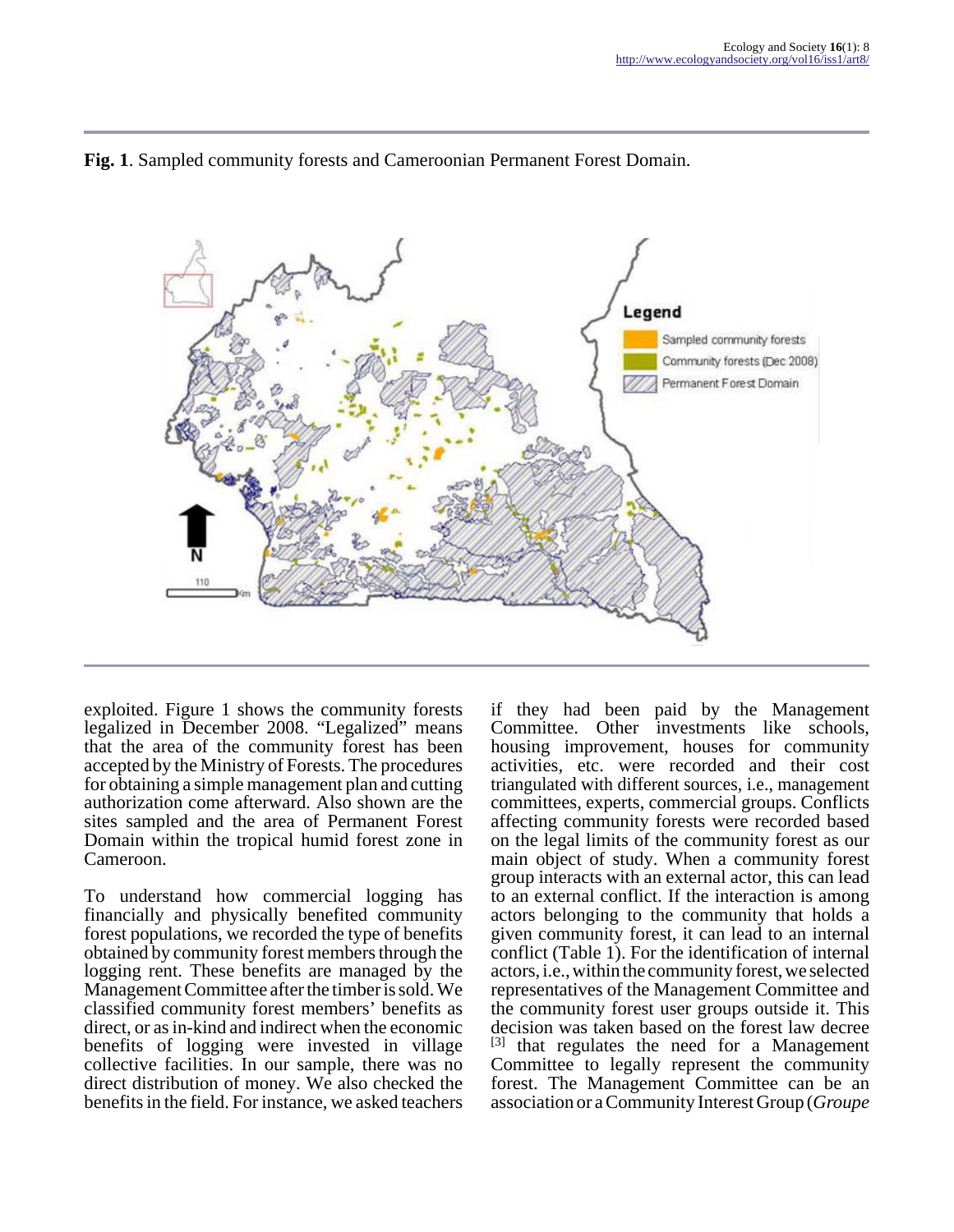**Fig. 1**. Sampled community forests and Cameroonian Permanent Forest Domain.

exploited. Figure 1 shows the community forests legalized in December 2008. "Legalized" means that the area of the community forest has been accepted by the Ministry of Forests. The procedures for obtaining a simple management plan and cutting authorization come afterward. Also shown are the sites sampled and the area of Permanent Forest Domain within the tropical humid forest zone in Cameroon.

To understand how commercial logging has financially and physically benefited community forest populations, we recorded the type of benefits obtained by community forest members through the logging rent. These benefits are managed by the Management Committee after the timber is sold. We classified community forest members' benefits as direct, or as in-kind and indirect when the economic benefits of logging were invested in village collective facilities. In our sample, there was no direct distribution of money. We also checked the benefits in the field. For instance, we asked teachers if they had been paid by the Management Committee. Other investments like schools, housing improvement, houses for community activities, etc. were recorded and their cost triangulated with different sources, i.e., management committees, experts, commercial groups. Conflicts affecting community forests were recorded based on the legal limits of the community forest as our main object of study. When a community forest group interacts with an external actor, this can lead to an external conflict. If the interaction is among actors belonging to the community that holds a given community forest, it can lead to an internal conflict (Table 1). For the identification of internal actors, i.e., within the community forest, we selected representatives of the Management Committee and the community forest user groups outside it. This decision was taken based on the forest law decree [3] that regulates the need for a Management Committee to legally represent the community forest. The Management Committee can be an association or a Community Interest Group (*Groupe*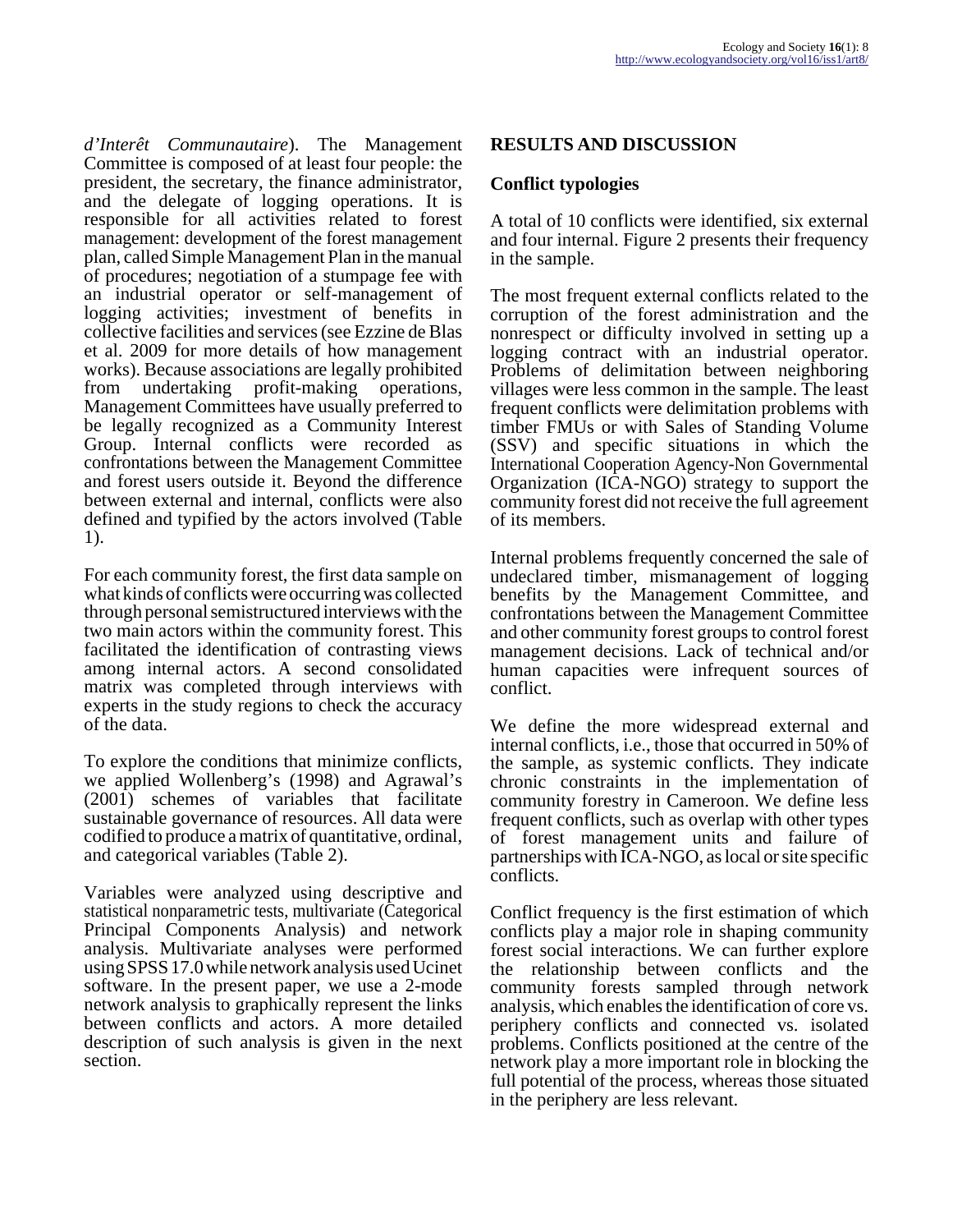*d'Interêt Communautaire*). The Management Committee is composed of at least four people: the president, the secretary, the finance administrator, and the delegate of logging operations. It is responsible for all activities related to forest management: development of the forest management plan, called Simple Management Plan in the manual of procedures; negotiation of a stumpage fee with an industrial operator or self-management of logging activities; investment of benefits in collective facilities and services (see Ezzine de Blas et al. 2009 for more details of how management works). Because associations are legally prohibited from undertaking profit-making operations, Management Committees have usually preferred to be legally recognized as a Community Interest Group. Internal conflicts were recorded as confrontations between the Management Committee and forest users outside it. Beyond the difference between external and internal, conflicts were also defined and typified by the actors involved (Table 1).

For each community forest, the first data sample on what kinds of conflicts were occurring was collected through personal semistructured interviews with the two main actors within the community forest. This facilitated the identification of contrasting views among internal actors. A second consolidated matrix was completed through interviews with experts in the study regions to check the accuracy of the data.

To explore the conditions that minimize conflicts, we applied Wollenberg's (1998) and Agrawal's (2001) schemes of variables that facilitate sustainable governance of resources. All data were codified to produce a matrix of quantitative, ordinal, and categorical variables (Table 2).

Variables were analyzed using descriptive and statistical nonparametric tests, multivariate (Categorical Principal Components Analysis) and network analysis. Multivariate analyses were performed using SPSS 17.0 while network analysis used Ucinet software. In the present paper, we use a 2-mode network analysis to graphically represent the links between conflicts and actors. A more detailed description of such analysis is given in the next section.

## RESULTS AND DISCUSSION

### Conflict typologies

A total of 10 conflicts were identified, six external and four internal. Figure 2 presents their frequency in the sample.

The most frequent external conflicts related to the corruption of the forest administration and the nonrespect or difficulty involved in setting up a logging contract with an industrial operator. Problems of delimitation between neighboring villages were less common in the sample. The least frequent conflicts were delimitation problems with timber FMUs or with Sales of Standing Volume (SSV) and specific situations in which the International Cooperation Agency-Non Governmental Organization (ICA-NGO) strategy to support the community forest did not receive the full agreement of its members.

Internal problems frequently concerned the sale of undeclared timber, mismanagement of logging benefits by the Management Committee, and confrontations between the Management Committee and other community forest groups to control forest management decisions. Lack of technical and/or human capacities were infrequent sources of conflict.

We define the more widespread external and internal conflicts, i.e., those that occurred in 50% of the sample, as systemic conflicts. They indicate chronic constraints in the implementation of community forestry in Cameroon. We define less frequent conflicts, such as overlap with other types of forest management units and failure of partnerships with ICA-NGO, as local or site specific conflicts.

Conflict frequency is the first estimation of which conflicts play a major role in shaping community forest social interactions. We can further explore the relationship between conflicts and the community forests sampled through network analysis, which enables the identification of core vs. periphery conflicts and connected vs. isolated problems. Conflicts positioned at the centre of the network play a more important role in blocking the full potential of the process, whereas those situated in the periphery are less relevant.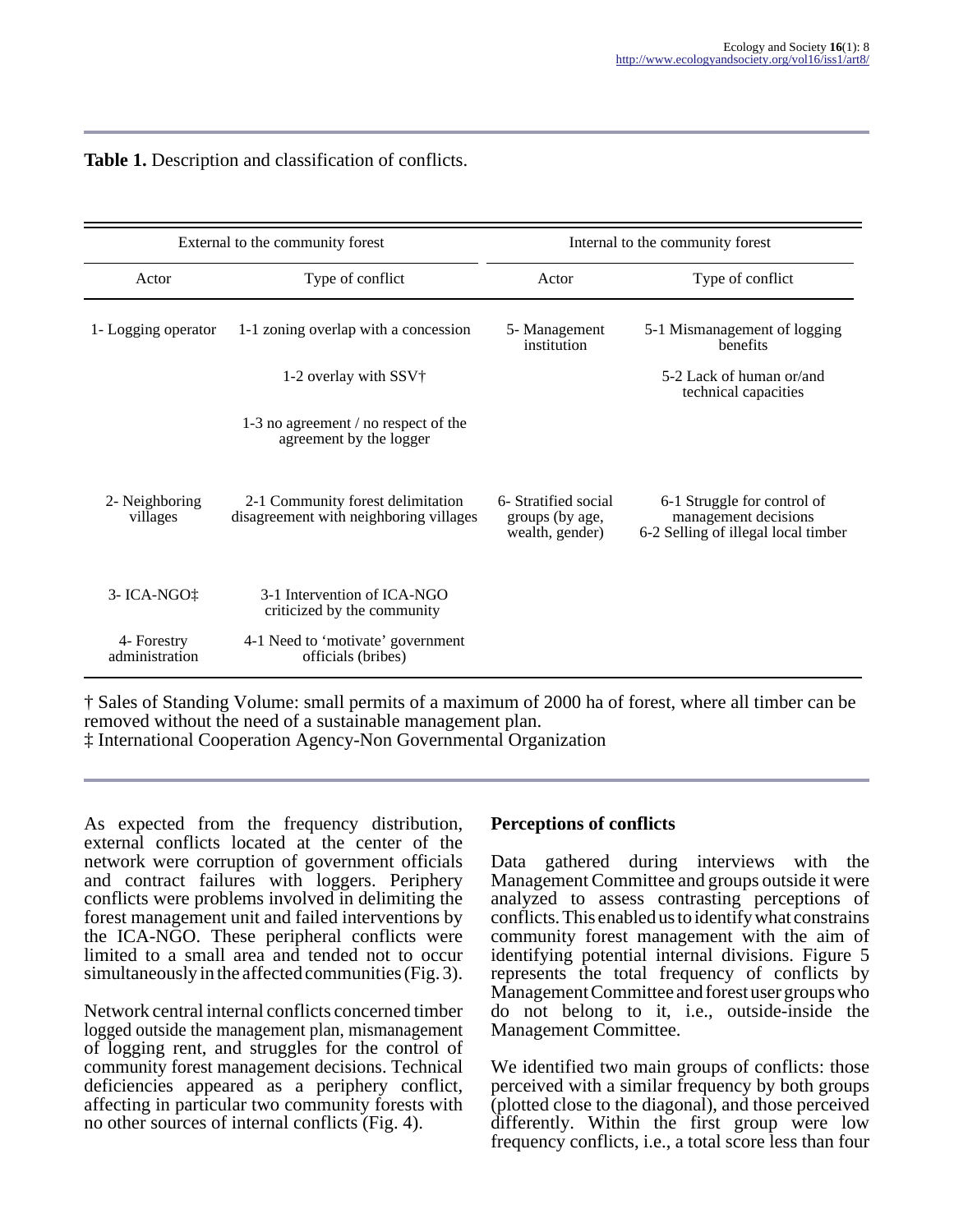**Table 1.** Description and classification of conflicts.

| External to the community forest | | Internal to the community forest | |
|---|---|---|---|
| Actor | Type of conflict | Actor | Type of conflict |
| 1- Logging operator | 1-1 zoning overlap with a concession | 5- Management institution | 5-1 Mismanagement of logging benefits |
| | 1-2 overlay with SSV† | | 5-2 Lack of human or/and technical capacities |
| | 1-3 no agreement / no respect of the agreement by the logger | | |
| 2- Neighboring villages | 2-1 Community forest delimitation disagreement with neighboring villages | 6- Stratified social groups (by age, wealth, gender) | 6-1 Struggle for control of management decisions<br>6-2 Selling of illegal local timber |
| 3- ICA-NGO‡ | 3-1 Intervention of ICA-NGO criticized by the community | | |
| 4- Forestry administration | 4-1 Need to 'motivate' government officials (bribes) | | |

† Sales of Standing Volume: small permits of a maximum of 2000 ha of forest, where all timber can be removed without the need of a sustainable management plan.
‡ International Cooperation Agency-Non Governmental Organization

As expected from the frequency distribution, external conflicts located at the center of the network were corruption of government officials and contract failures with loggers. Periphery conflicts were problems involved in delimiting the forest management unit and failed interventions by the ICA-NGO. These peripheral conflicts were limited to a small area and tended not to occur simultaneously in the affected communities (Fig. 3).

Network central internal conflicts concerned timber logged outside the management plan, mismanagement of logging rent, and struggles for the control of community forest management decisions. Technical deficiencies appeared as a periphery conflict, affecting in particular two community forests with no other sources of internal conflicts (Fig. 4).

## Perceptions of conflicts

Data gathered during interviews with the Management Committee and groups outside it were analyzed to assess contrasting perceptions of conflicts. This enabled us to identify what constrains community forest management with the aim of identifying potential internal divisions. Figure 5 represents the total frequency of conflicts by Management Committee and forest user groups who do not belong to it, i.e., outside-inside the Management Committee.

We identified two main groups of conflicts: those perceived with a similar frequency by both groups (plotted close to the diagonal), and those perceived differently. Within the first group were low frequency conflicts, i.e., a total score less than four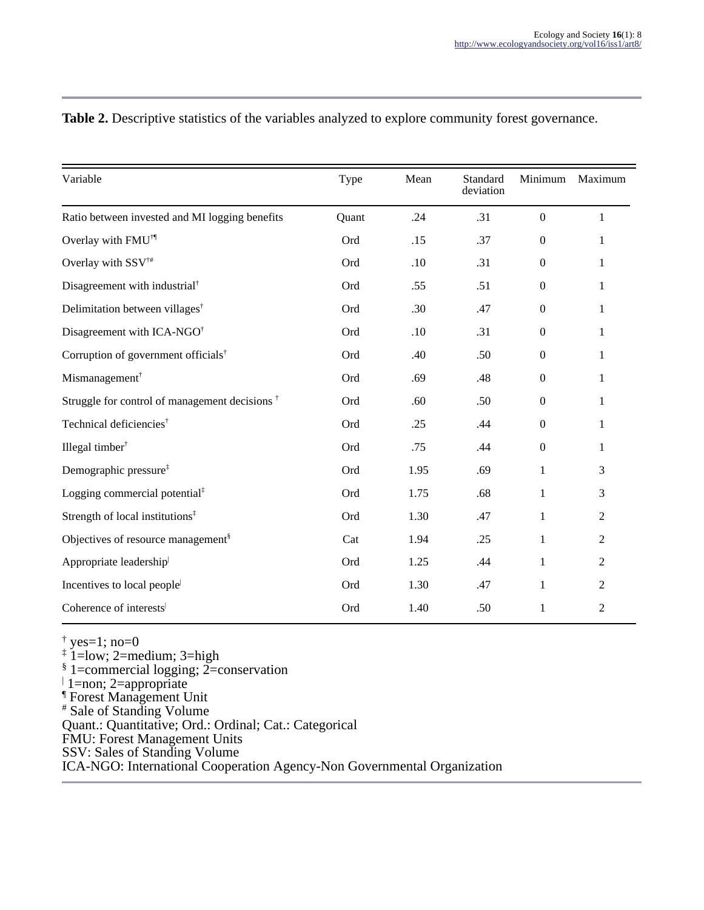**Table 2.** Descriptive statistics of the variables analyzed to explore community forest governance.

| Variable | Type | Mean | Standard deviation | Minimum | Maximum |
|---|---|---|---|---|---|
| Ratio between invested and MI logging benefits | Quant | .24 | .31 | 0 | 1 |
| Overlay with FMU†¶ | Ord | .15 | .37 | 0 | 1 |
| Overlay with SSV†# | Ord | .10 | .31 | 0 | 1 |
| Disagreement with industrial† | Ord | .55 | .51 | 0 | 1 |
| Delimitation between villages† | Ord | .30 | .47 | 0 | 1 |
| Disagreement with ICA-NGO† | Ord | .10 | .31 | 0 | 1 |
| Corruption of government officials† | Ord | .40 | .50 | 0 | 1 |
| Mismanagement† | Ord | .69 | .48 | 0 | 1 |
| Struggle for control of management decisions † | Ord | .60 | .50 | 0 | 1 |
| Technical deficiencies† | Ord | .25 | .44 | 0 | 1 |
| Illegal timber† | Ord | .75 | .44 | 0 | 1 |
| Demographic pressure‡ | Ord | 1.95 | .69 | 1 | 3 |
| Logging commercial potential‡ | Ord | 1.75 | .68 | 1 | 3 |
| Strength of local institutions‡ | Ord | 1.30 | .47 | 1 | 2 |
| Objectives of resource management§ | Cat | 1.94 | .25 | 1 | 2 |
| Appropriate leadership| | Ord | 1.25 | .44 | 1 | 2 |
| Incentives to local people| | Ord | 1.30 | .47 | 1 | 2 |
| Coherence of interests| | Ord | 1.40 | .50 | 1 | 2 |

† yes=1; no=0
‡ 1=low; 2=medium; 3=high
§ 1=commercial logging; 2=conservation
| 1=non; 2=appropriate
¶ Forest Management Unit
# Sale of Standing Volume
Quant.: Quantitative; Ord.: Ordinal; Cat.: Categorical
FMU: Forest Management Units
SSV: Sales of Standing Volume
ICA-NGO: International Cooperation Agency-Non Governmental Organization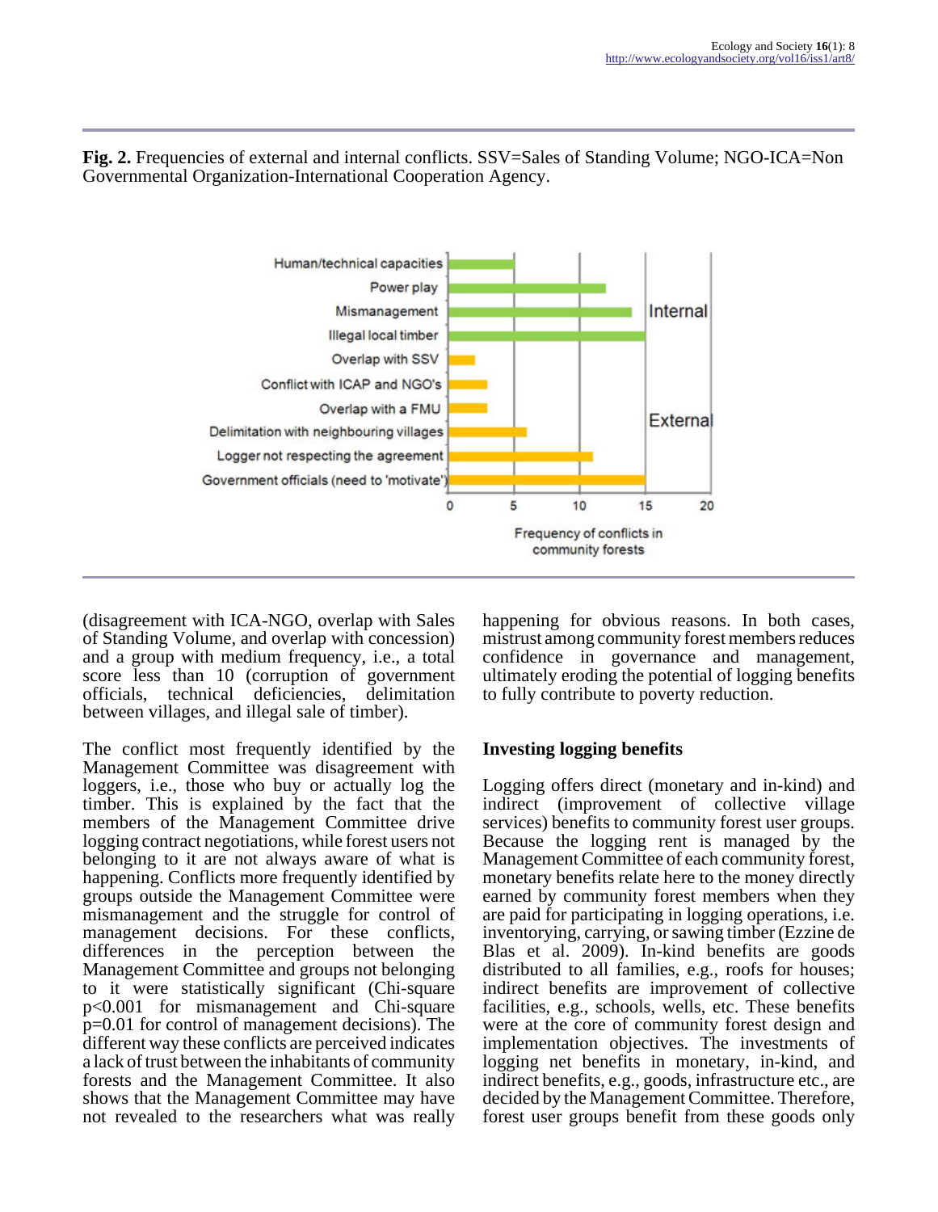**Fig. 2.** Frequencies of external and internal conflicts. SSV=Sales of Standing Volume; NGO-ICA=Non Governmental Organization-International Cooperation Agency.

(disagreement with ICA-NGO, overlap with Sales of Standing Volume, and overlap with concession) and a group with medium frequency, i.e., a total score less than 10 (corruption of government officials, technical deficiencies, delimitation between villages, and illegal sale of timber).

The conflict most frequently identified by the Management Committee was disagreement with loggers, i.e., those who buy or actually log the timber. This is explained by the fact that the members of the Management Committee drive logging contract negotiations, while forest users not belonging to it are not always aware of what is happening. Conflicts more frequently identified by groups outside the Management Committee were mismanagement and the struggle for control of management decisions. For these conflicts, differences in the perception between the Management Committee and groups not belonging to it were statistically significant (Chi-square $p<0.001$ for mismanagement and Chi-square $p=0.01$ for control of management decisions). The different way these conflicts are perceived indicates a lack of trust between the inhabitants of community forests and the Management Committee. It also shows that the Management Committee may have not revealed to the researchers what was really happening for obvious reasons. In both cases, mistrust among community forest members reduces confidence in governance and management, ultimately eroding the potential of logging benefits to fully contribute to poverty reduction.

## Investing logging benefits

Logging offers direct (monetary and in-kind) and indirect (improvement of collective village services) benefits to community forest user groups. Because the logging rent is managed by the Management Committee of each community forest, monetary benefits relate here to the money directly earned by community forest members when they are paid for participating in logging operations, i.e. inventorying, carrying, or sawing timber (Ezzine de Blas et al. 2009). In-kind benefits are goods distributed to all families, e.g., roofs for houses; indirect benefits are improvement of collective facilities, e.g., schools, wells, etc. These benefits were at the core of community forest design and implementation objectives. The investments of logging net benefits in monetary, in-kind, and indirect benefits, e.g., goods, infrastructure etc., are decided by the Management Committee. Therefore, forest user groups benefit from these goods only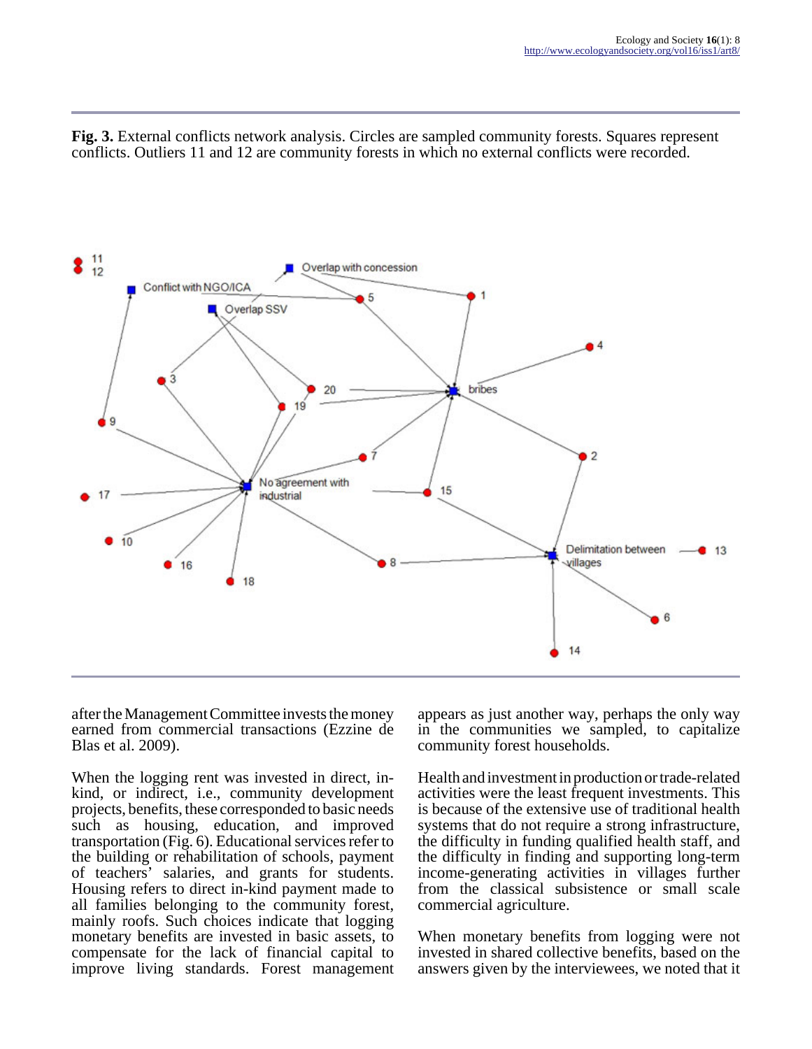**Fig. 3.** External conflicts network analysis. Circles are sampled community forests. Squares represent conflicts. Outliers 11 and 12 are community forests in which no external conflicts were recorded.

after the Management Committee invests the money earned from commercial transactions (Ezzine de Blas et al. 2009).

When the logging rent was invested in direct, in-kind, or indirect, i.e., community development projects, benefits, these corresponded to basic needs such as housing, education, and improved transportation (Fig. 6). Educational services refer to the building or rehabilitation of schools, payment of teachers' salaries, and grants for students. Housing refers to direct in-kind payment made to all families belonging to the community forest, mainly roofs. Such choices indicate that logging monetary benefits are invested in basic assets, to compensate for the lack of financial capital to improve living standards. Forest management appears as just another way, perhaps the only way in the communities we sampled, to capitalize community forest households.

Health and investment in production or trade-related activities were the least frequent investments. This is because of the extensive use of traditional health systems that do not require a strong infrastructure, the difficulty in funding qualified health staff, and the difficulty in finding and supporting long-term income-generating activities in villages further from the classical subsistence or small scale commercial agriculture.

When monetary benefits from logging were not invested in shared collective benefits, based on the answers given by the interviewees, we noted that it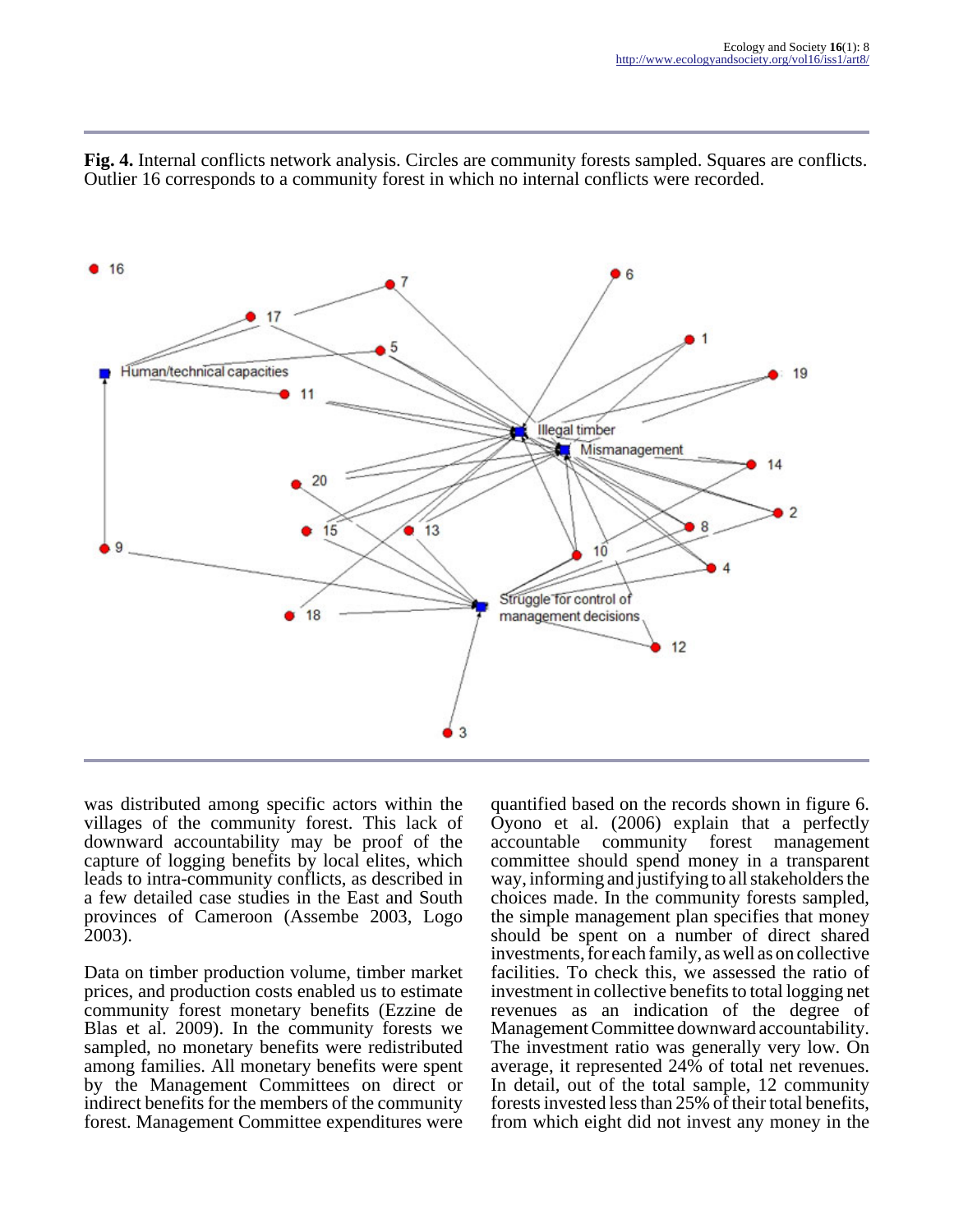**Fig. 4.** Internal conflicts network analysis. Circles are community forests sampled. Squares are conflicts. Outlier 16 corresponds to a community forest in which no internal conflicts were recorded.

was distributed among specific actors within the villages of the community forest. This lack of downward accountability may be proof of the capture of logging benefits by local elites, which leads to intra-community conflicts, as described in a few detailed case studies in the East and South provinces of Cameroon (Assembe 2003, Logo 2003).

Data on timber production volume, timber market prices, and production costs enabled us to estimate community forest monetary benefits (Ezzine de Blas et al. 2009). In the community forests we sampled, no monetary benefits were redistributed among families. All monetary benefits were spent by the Management Committees on direct or indirect benefits for the members of the community forest. Management Committee expenditures were quantified based on the records shown in figure 6. Oyono et al. (2006) explain that a perfectly accountable community forest management committee should spend money in a transparent way, informing and justifying to all stakeholders the choices made. In the community forests sampled, the simple management plan specifies that money should be spent on a number of direct shared investments, for each family, as well as on collective facilities. To check this, we assessed the ratio of investment in collective benefits to total logging net revenues as an indication of the degree of Management Committee downward accountability. The investment ratio was generally very low. On average, it represented 24% of total net revenues. In detail, out of the total sample, 12 community forests invested less than 25% of their total benefits, from which eight did not invest any money in the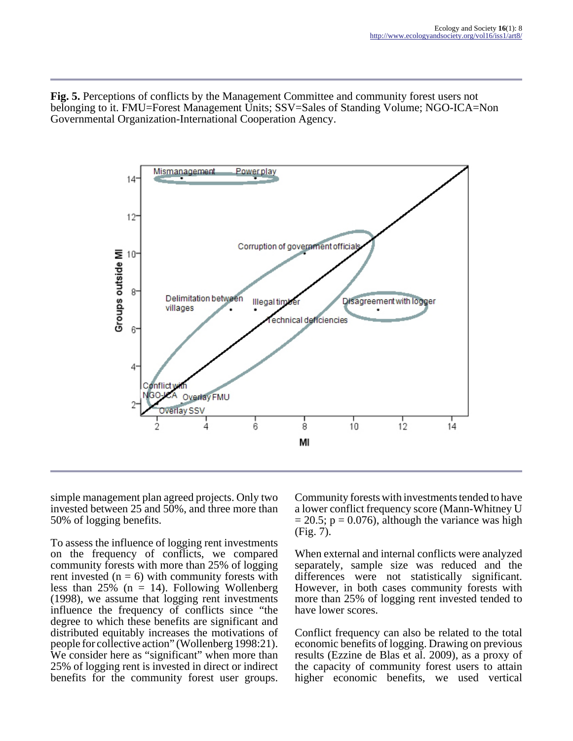**Fig. 5.** Perceptions of conflicts by the Management Committee and community forest users not belonging to it. FMU=Forest Management Units; SSV=Sales of Standing Volume; NGO-ICA=Non Governmental Organization-International Cooperation Agency.

simple management plan agreed projects. Only two invested between 25 and 50%, and three more than 50% of logging benefits.

To assess the influence of logging rent investments on the frequency of conflicts, we compared community forests with more than 25% of logging rent invested ($n = 6$) with community forests with less than 25% ($n = 14$). Following Wollenberg (1998), we assume that logging rent investments influence the frequency of conflicts since "the degree to which these benefits are significant and distributed equitably increases the motivations of people for collective action" (Wollenberg 1998:21). We consider here as "significant" when more than 25% of logging rent is invested in direct or indirect benefits for the community forest user groups. Community forests with investments tended to have a lower conflict frequency score (Mann-Whitney $U = 20.5$; $p = 0.076$), although the variance was high (Fig. 7).

When external and internal conflicts were analyzed separately, sample size was reduced and the differences were not statistically significant. However, in both cases community forests with more than 25% of logging rent invested tended to have lower scores.

Conflict frequency can also be related to the total economic benefits of logging. Drawing on previous results (Ezzine de Blas et al. 2009), as a proxy of the capacity of community forest users to attain higher economic benefits, we used vertical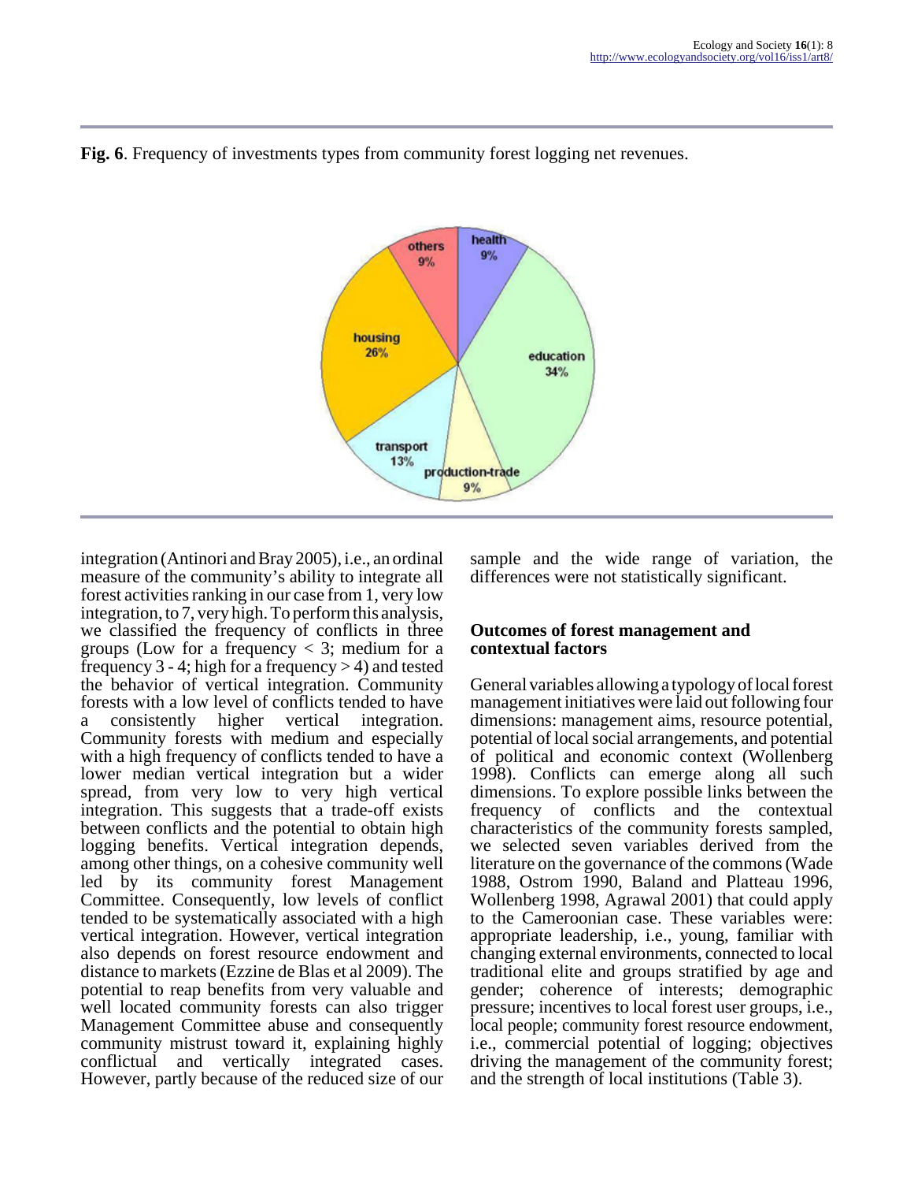**Fig. 6**. Frequency of investments types from community forest logging net revenues.

integration (Antinori and Bray 2005), i.e., an ordinal measure of the community's ability to integrate all forest activities ranking in our case from 1, very low integration, to 7, very high. To perform this analysis, we classified the frequency of conflicts in three groups (Low for a frequency < 3; medium for a frequency 3 - 4; high for a frequency > 4) and tested the behavior of vertical integration. Community forests with a low level of conflicts tended to have a consistently higher vertical integration. Community forests with medium and especially with a high frequency of conflicts tended to have a lower median vertical integration but a wider spread, from very low to very high vertical integration. This suggests that a trade-off exists between conflicts and the potential to obtain high logging benefits. Vertical integration depends, among other things, on a cohesive community well led by its community forest Management Committee. Consequently, low levels of conflict tended to be systematically associated with a high vertical integration. However, vertical integration also depends on forest resource endowment and distance to markets (Ezzine de Blas et al 2009). The potential to reap benefits from very valuable and well located community forests can also trigger Management Committee abuse and consequently community mistrust toward it, explaining highly conflictual and vertically integrated cases. However, partly because of the reduced size of our sample and the wide range of variation, the differences were not statistically significant.

### Outcomes of forest management and contextual factors

General variables allowing a typology of local forest management initiatives were laid out following four dimensions: management aims, resource potential, potential of local social arrangements, and potential of political and economic context (Wollenberg 1998). Conflicts can emerge along all such dimensions. To explore possible links between the frequency of conflicts and the contextual characteristics of the community forests sampled, we selected seven variables derived from the literature on the governance of the commons (Wade 1988, Ostrom 1990, Baland and Platteau 1996, Wollenberg 1998, Agrawal 2001) that could apply to the Cameroonian case. These variables were: appropriate leadership, i.e., young, familiar with changing external environments, connected to local traditional elite and groups stratified by age and gender; coherence of interests; demographic pressure; incentives to local forest user groups, i.e., local people; community forest resource endowment, i.e., commercial potential of logging; objectives driving the management of the community forest; and the strength of local institutions (Table 3).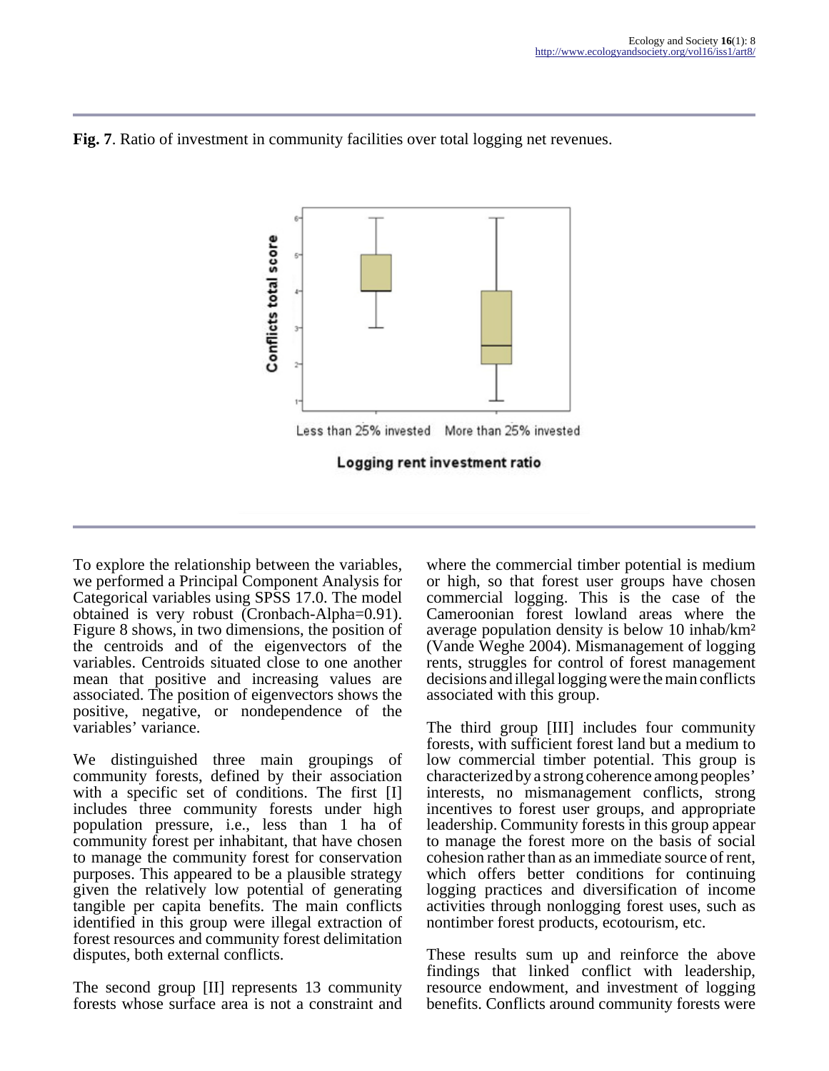**Fig. 7**. Ratio of investment in community facilities over total logging net revenues.

To explore the relationship between the variables, we performed a Principal Component Analysis for Categorical variables using SPSS 17.0. The model obtained is very robust (Cronbach-Alpha=0.91). Figure 8 shows, in two dimensions, the position of the centroids and of the eigenvectors of the variables. Centroids situated close to one another mean that positive and increasing values are associated. The position of eigenvectors shows the positive, negative, or nondependence of the variables' variance.

We distinguished three main groupings of community forests, defined by their association with a specific set of conditions. The first [I] includes three community forests under high population pressure, i.e., less than 1 ha of community forest per inhabitant, that have chosen to manage the community forest for conservation purposes. This appeared to be a plausible strategy given the relatively low potential of generating tangible per capita benefits. The main conflicts identified in this group were illegal extraction of forest resources and community forest delimitation disputes, both external conflicts.

The second group [II] represents 13 community forests whose surface area is not a constraint and where the commercial timber potential is medium or high, so that forest user groups have chosen commercial logging. This is the case of the Cameroonian forest lowland areas where the average population density is below 10 inhab/km² (Vande Weghe 2004). Mismanagement of logging rents, struggles for control of forest management decisions and illegal logging were the main conflicts associated with this group.

The third group [III] includes four community forests, with sufficient forest land but a medium to low commercial timber potential. This group is characterized by a strong coherence among peoples' interests, no mismanagement conflicts, strong incentives to forest user groups, and appropriate leadership. Community forests in this group appear to manage the forest more on the basis of social cohesion rather than as an immediate source of rent, which offers better conditions for continuing logging practices and diversification of income activities through nonlogging forest uses, such as nontimber forest products, ecotourism, etc.

These results sum up and reinforce the above findings that linked conflict with leadership, resource endowment, and investment of logging benefits. Conflicts around community forests were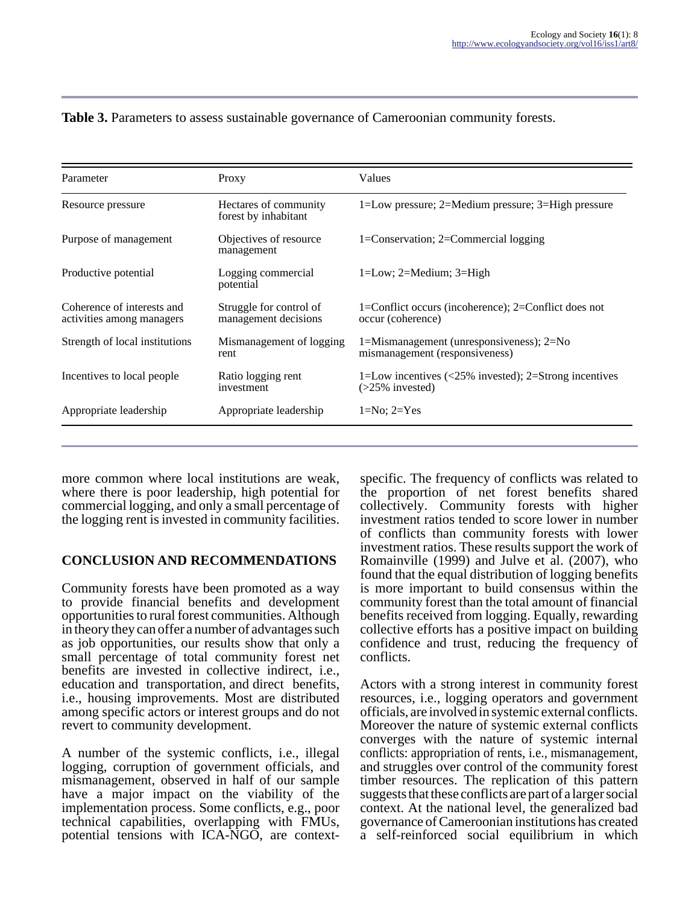**Table 3.** Parameters to assess sustainable governance of Cameroonian community forests.

| Parameter | Proxy | Values |
|---|---|---|
| Resource pressure | Hectares of community forest by inhabitant | 1=Low pressure; 2=Medium pressure; 3=High pressure |
| Purpose of management | Objectives of resource management | 1=Conservation; 2=Commercial logging |
| Productive potential | Logging commercial potential | 1=Low; 2=Medium; 3=High |
| Coherence of interests and activities among managers | Struggle for control of management decisions | 1=Conflict occurs (incoherence); 2=Conflict does not occur (coherence) |
| Strength of local institutions | Mismanagement of logging rent | 1=Mismanagement (unresponsiveness); 2=No mismanagement (responsiveness) |
| Incentives to local people | Ratio logging rent investment | 1=Low incentives (<25% invested); 2=Strong incentives (>25% invested) |
| Appropriate leadership | Appropriate leadership | 1=No; 2=Yes |

more common where local institutions are weak, where there is poor leadership, high potential for commercial logging, and only a small percentage of the logging rent is invested in community facilities.

## CONCLUSION AND RECOMMENDATIONS

Community forests have been promoted as a way to provide financial benefits and development opportunities to rural forest communities. Although in theory they can offer a number of advantages such as job opportunities, our results show that only a small percentage of total community forest net benefits are invested in collective indirect, i.e., education and transportation, and direct benefits, i.e., housing improvements. Most are distributed among specific actors or interest groups and do not revert to community development.

A number of the systemic conflicts, i.e., illegal logging, corruption of government officials, and mismanagement, observed in half of our sample have a major impact on the viability of the implementation process. Some conflicts, e.g., poor technical capabilities, overlapping with FMUs, potential tensions with ICA-NGO, are context-specific. The frequency of conflicts was related to the proportion of net forest benefits shared collectively. Community forests with higher investment ratios tended to score lower in number of conflicts than community forests with lower investment ratios. These results support the work of Romainville (1999) and Julve et al. (2007), who found that the equal distribution of logging benefits is more important to build consensus within the community forest than the total amount of financial benefits received from logging. Equally, rewarding collective efforts has a positive impact on building confidence and trust, reducing the frequency of conflicts.

Actors with a strong interest in community forest resources, i.e., logging operators and government officials, are involved in systemic external conflicts. Moreover the nature of systemic external conflicts converges with the nature of systemic internal conflicts: appropriation of rents, i.e., mismanagement, and struggles over control of the community forest timber resources. The replication of this pattern suggests that these conflicts are part of a larger social context. At the national level, the generalized bad governance of Cameroonian institutions has created a self-reinforced social equilibrium in which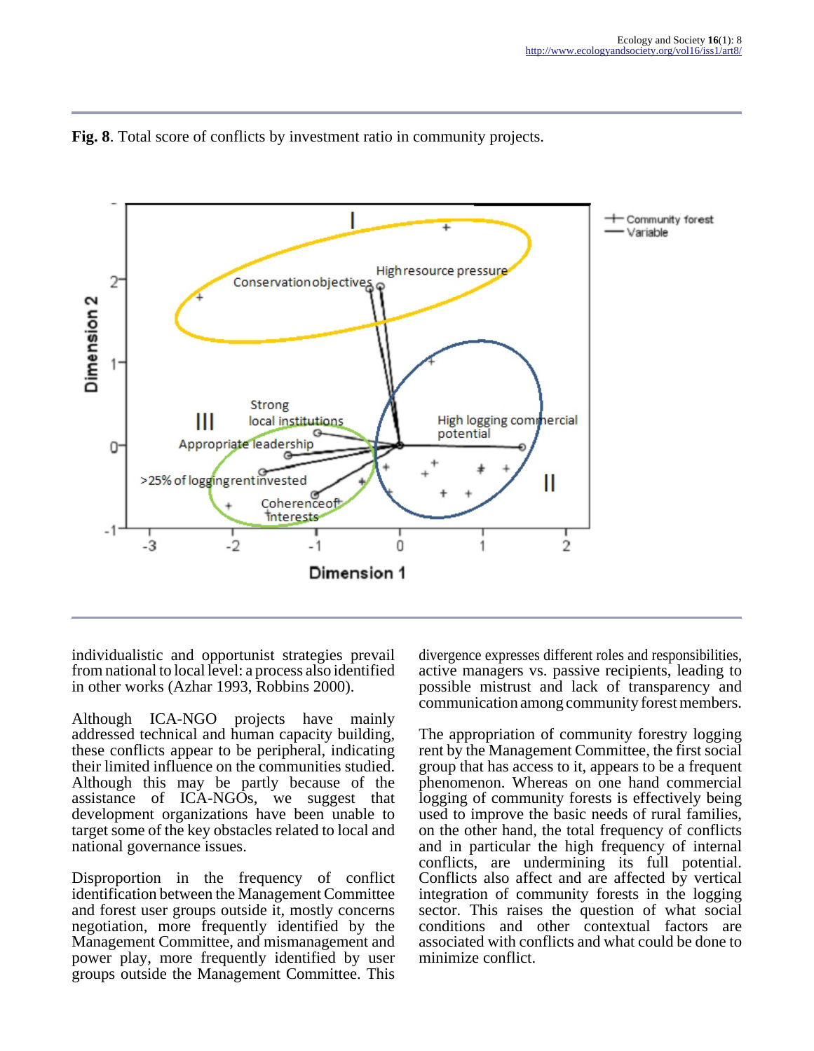**Fig. 8**. Total score of conflicts by investment ratio in community projects.

individualistic and opportunist strategies prevail from national to local level: a process also identified in other works (Azhar 1993, Robbins 2000).

Although ICA-NGO projects have mainly addressed technical and human capacity building, these conflicts appear to be peripheral, indicating their limited influence on the communities studied. Although this may be partly because of the assistance of ICA-NGOs, we suggest that development organizations have been unable to target some of the key obstacles related to local and national governance issues.

Disproportion in the frequency of conflict identification between the Management Committee and forest user groups outside it, mostly concerns negotiation, more frequently identified by the Management Committee, and mismanagement and power play, more frequently identified by user groups outside the Management Committee. This divergence expresses different roles and responsibilities, active managers vs. passive recipients, leading to possible mistrust and lack of transparency and communication among community forest members.

The appropriation of community forestry logging rent by the Management Committee, the first social group that has access to it, appears to be a frequent phenomenon. Whereas on one hand commercial logging of community forests is effectively being used to improve the basic needs of rural families, on the other hand, the total frequency of conflicts and in particular the high frequency of internal conflicts, are undermining its full potential. Conflicts also affect and are affected by vertical integration of community forests in the logging sector. This raises the question of what social conditions and other contextual factors are associated with conflicts and what could be done to minimize conflict.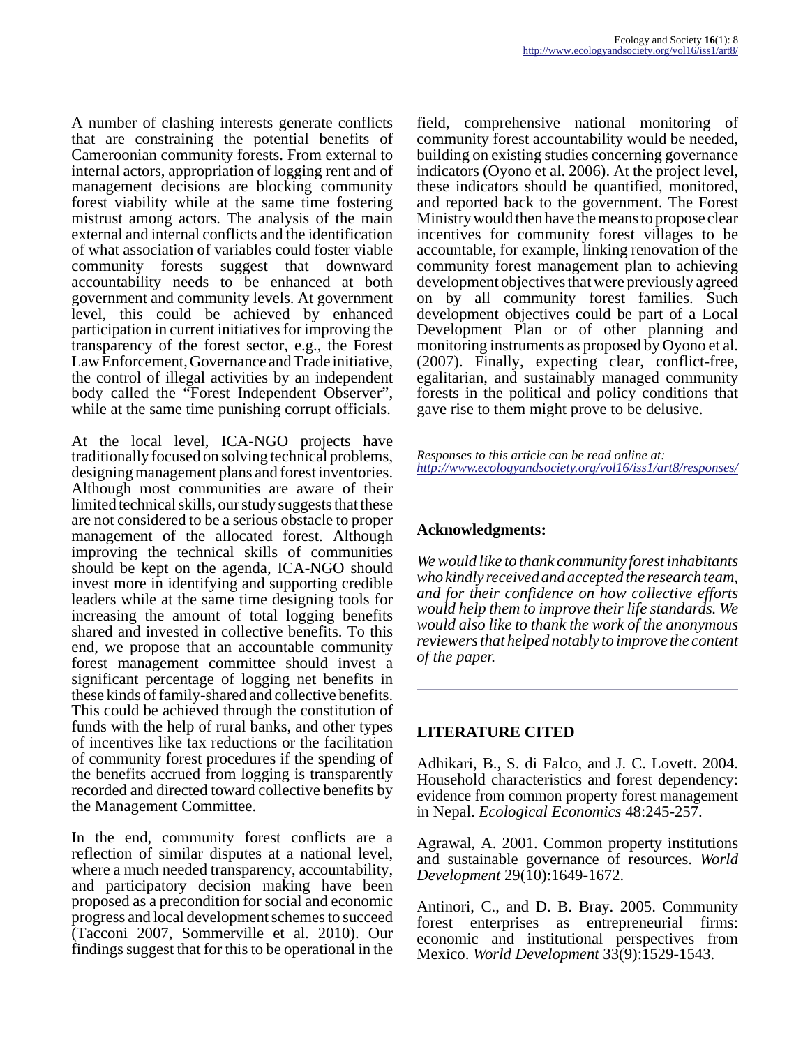A number of clashing interests generate conflicts that are constraining the potential benefits of Cameroonian community forests. From external to internal actors, appropriation of logging rent and of management decisions are blocking community forest viability while at the same time fostering mistrust among actors. The analysis of the main external and internal conflicts and the identification of what association of variables could foster viable community forests suggest that downward accountability needs to be enhanced at both government and community levels. At government level, this could be achieved by enhanced participation in current initiatives for improving the transparency of the forest sector, e.g., the Forest Law Enforcement, Governance and Trade initiative, the control of illegal activities by an independent body called the "Forest Independent Observer", while at the same time punishing corrupt officials.

At the local level, ICA-NGO projects have traditionally focused on solving technical problems, designing management plans and forest inventories. Although most communities are aware of their limited technical skills, our study suggests that these are not considered to be a serious obstacle to proper management of the allocated forest. Although improving the technical skills of communities should be kept on the agenda, ICA-NGO should invest more in identifying and supporting credible leaders while at the same time designing tools for increasing the amount of total logging benefits shared and invested in collective benefits. To this end, we propose that an accountable community forest management committee should invest a significant percentage of logging net benefits in these kinds of family-shared and collective benefits. This could be achieved through the constitution of funds with the help of rural banks, and other types of incentives like tax reductions or the facilitation of community forest procedures if the spending of the benefits accrued from logging is transparently recorded and directed toward collective benefits by the Management Committee.

In the end, community forest conflicts are a reflection of similar disputes at a national level, where a much needed transparency, accountability, and participatory decision making have been proposed as a precondition for social and economic progress and local development schemes to succeed (Tacconi 2007, Sommerville et al. 2010). Our findings suggest that for this to be operational in the field, comprehensive national monitoring of community forest accountability would be needed, building on existing studies concerning governance indicators (Oyono et al. 2006). At the project level, these indicators should be quantified, monitored, and reported back to the government. The Forest Ministry would then have the means to propose clear incentives for community forest villages to be accountable, for example, linking renovation of the community forest management plan to achieving development objectives that were previously agreed on by all community forest families. Such development objectives could be part of a Local Development Plan or of other planning and monitoring instruments as proposed by Oyono et al. (2007). Finally, expecting clear, conflict-free, egalitarian, and sustainably managed community forests in the political and policy conditions that gave rise to them might prove to be delusive.

*Responses to this article can be read online at:*
*http://www.ecologyandsociety.org/vol16/iss1/art8/responses/*

## Acknowledgments:

*We would like to thank community forest inhabitants who kindly received and accepted the research team, and for their confidence on how collective efforts would help them to improve their life standards. We would also like to thank the work of the anonymous reviewers that helped notably to improve the content of the paper.*

## LITERATURE CITED

Adhikari, B., S. di Falco, and J. C. Lovett. 2004. Household characteristics and forest dependency: evidence from common property forest management in Nepal. *Ecological Economics* 48:245-257.

Agrawal, A. 2001. Common property institutions and sustainable governance of resources. *World Development* 29(10):1649-1672.

Antinori, C., and D. B. Bray. 2005. Community forest enterprises as entrepreneurial firms: economic and institutional perspectives from Mexico. *World Development* 33(9):1529-1543.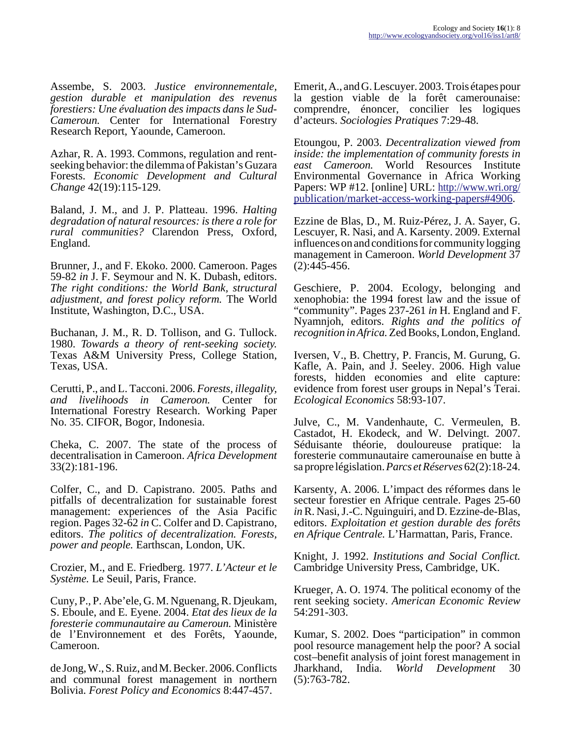Assembe, S. 2003. *Justice environnementale, gestion durable et manipulation des revenus forestiers: Une évaluation des impacts dans le Sud-Cameroun.* Center for International Forestry Research Report, Yaounde, Cameroon.

Azhar, R. A. 1993. Commons, regulation and rent-seeking behavior: the dilemma of Pakistan's Guzara Forests. *Economic Development and Cultural Change* 42(19):115-129.

Baland, J. M., and J. P. Platteau. 1996. *Halting degradation of natural resources: is there a role for rural communities?* Clarendon Press, Oxford, England.

Brunner, J., and F. Ekoko. 2000. Cameroon. Pages 59-82 *in* J. F. Seymour and N. K. Dubash, editors. *The right conditions: the World Bank, structural adjustment, and forest policy reform.* The World Institute, Washington, D.C., USA.

Buchanan, J. M., R. D. Tollison, and G. Tullock. 1980. *Towards a theory of rent-seeking society.* Texas A&M University Press, College Station, Texas, USA.

Cerutti, P., and L. Tacconi. 2006. *Forests, illegality, and livelihoods in Cameroon.* Center for International Forestry Research. Working Paper No. 35. CIFOR, Bogor, Indonesia.

Cheka, C. 2007. The state of the process of decentralisation in Cameroon. *Africa Development* 33(2):181-196.

Colfer, C., and D. Capistrano. 2005. Paths and pitfalls of decentralization for sustainable forest management: experiences of the Asia Pacific region. Pages 32-62 *in* C. Colfer and D. Capistrano, editors. *The politics of decentralization. Forests, power and people.* Earthscan, London, UK.

Crozier, M., and E. Friedberg. 1977. *L'Acteur et le Système.* Le Seuil, Paris, France.

Cuny, P., P. Abe'ele, G. M. Nguenang, R. Djeukam, S. Eboule, and E. Eyene. 2004. *Etat des lieux de la foresterie communautaire au Cameroun.* Ministère de l'Environnement et des Forêts, Yaounde, Cameroon.

de Jong, W., S. Ruiz, and M. Becker. 2006. Conflicts and communal forest management in northern Bolivia. *Forest Policy and Economics* 8:447-457.

Emerit, A., and G. Lescuyer. 2003. Trois étapes pour la gestion viable de la forêt camerounaise: comprendre, énoncer, concilier les logiques d'acteurs. *Sociologies Pratiques* 7:29-48.

Etoungou, P. 2003. *Decentralization viewed from inside: the implementation of community forests in east Cameroon.* World Resources Institute Environmental Governance in Africa Working Papers: WP #12. [online] URL: http://www.wri.org/publication/market-access-working-papers#4906.

Ezzine de Blas, D., M. Ruiz-Pérez, J. A. Sayer, G. Lescuyer, R. Nasi, and A. Karsenty. 2009. External influences on and conditions for community logging management in Cameroon. *World Development* 37 (2):445-456.

Geschiere, P. 2004. Ecology, belonging and xenophobia: the 1994 forest law and the issue of "community". Pages 237-261 *in* H. England and F. Nyamnjoh, editors. *Rights and the politics of recognition in Africa.* Zed Books, London, England.

Iversen, V., B. Chettry, P. Francis, M. Gurung, G. Kafle, A. Pain, and J. Seeley. 2006. High value forests, hidden economies and elite capture: evidence from forest user groups in Nepal's Terai. *Ecological Economics* 58:93-107.

Julve, C., M. Vandenhaute, C. Vermeulen, B. Castadot, H. Ekodeck, and W. Delvingt. 2007. Séduisante théorie, douloureuse pratique: la foresterie communautaire camerounaise en butte à sa propre législation. *Parcs et Réserves* 62(2):18-24.

Karsenty, A. 2006. L'impact des réformes dans le secteur forestier en Afrique centrale. Pages 25-60 *in* R. Nasi, J.-C. Nguinguiri, and D. Ezzine-de-Blas, editors. *Exploitation et gestion durable des forêts en Afrique Centrale.* L'Harmattan, Paris, France.

Knight, J. 1992. *Institutions and Social Conflict.* Cambridge University Press, Cambridge, UK.

Krueger, A. O. 1974. The political economy of the rent seeking society. *American Economic Review* 54:291-303.

Kumar, S. 2002. Does "participation" in common pool resource management help the poor? A social cost–benefit analysis of joint forest management in Jharkhand, India. *World Development* 30 (5):763-782.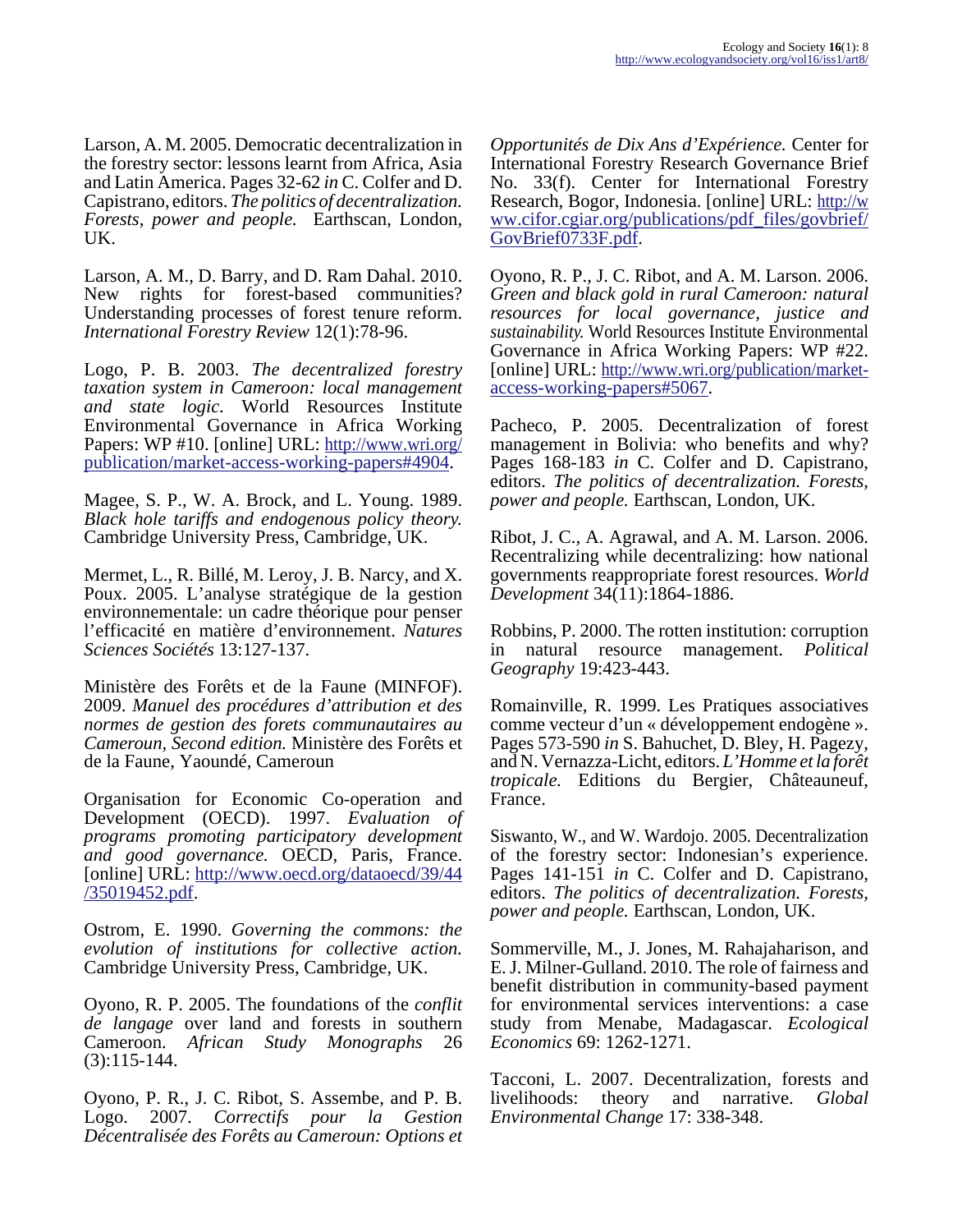Larson, A. M. 2005. Democratic decentralization in the forestry sector: lessons learnt from Africa, Asia and Latin America. Pages 32-62 *in* C. Colfer and D. Capistrano, editors. *The politics of decentralization. Forests, power and people.* Earthscan, London, UK.

Larson, A. M., D. Barry, and D. Ram Dahal. 2010. New rights for forest-based communities? Understanding processes of forest tenure reform. *International Forestry Review* 12(1):78-96.

Logo, P. B. 2003. *The decentralized forestry taxation system in Cameroon: local management and state logic.* World Resources Institute Environmental Governance in Africa Working Papers: WP #10. [online] URL: http://www.wri.org/publication/market-access-working-papers#4904.

Magee, S. P., W. A. Brock, and L. Young. 1989. *Black hole tariffs and endogenous policy theory.* Cambridge University Press, Cambridge, UK.

Mermet, L., R. Billé, M. Leroy, J. B. Narcy, and X. Poux. 2005. L'analyse stratégique de la gestion environnementale: un cadre théorique pour penser l'efficacité en matière d'environnement. *Natures Sciences Sociétés* 13:127-137.

Ministère des Forêts et de la Faune (MINFOF). 2009. *Manuel des procédures d'attribution et des normes de gestion des forets communautaires au Cameroun, Second edition.* Ministère des Forêts et de la Faune, Yaoundé, Cameroun

Organisation for Economic Co-operation and Development (OECD). 1997. *Evaluation of programs promoting participatory development and good governance.* OECD, Paris, France. [online] URL: http://www.oecd.org/dataoecd/39/44/35019452.pdf.

Ostrom, E. 1990. *Governing the commons: the evolution of institutions for collective action.* Cambridge University Press, Cambridge, UK.

Oyono, R. P. 2005. The foundations of the *conflit de langage* over land and forests in southern Cameroon. *African Study Monographs* 26 (3):115-144.

Oyono, P. R., J. C. Ribot, S. Assembe, and P. B. Logo. 2007. *Correctifs pour la Gestion Décentralisée des Forêts au Cameroun: Options et Opportunités de Dix Ans d'Expérience.* Center for International Forestry Research Governance Brief No. 33(f). Center for International Forestry Research, Bogor, Indonesia. [online] URL: http://www.cifor.cgiar.org/publications/pdf_files/govbrief/GovBrief0733F.pdf.

Oyono, R. P., J. C. Ribot, and A. M. Larson. 2006. *Green and black gold in rural Cameroon: natural resources for local governance, justice and sustainability.* World Resources Institute Environmental Governance in Africa Working Papers: WP #22. [online] URL: http://www.wri.org/publication/market-access-working-papers#5067.

Pacheco, P. 2005. Decentralization of forest management in Bolivia: who benefits and why? Pages 168-183 *in* C. Colfer and D. Capistrano, editors. *The politics of decentralization. Forests, power and people.* Earthscan, London, UK.

Ribot, J. C., A. Agrawal, and A. M. Larson. 2006. Recentralizing while decentralizing: how national governments reappropriate forest resources. *World Development* 34(11):1864-1886.

Robbins, P. 2000. The rotten institution: corruption in natural resource management. *Political Geography* 19:423-443.

Romainville, R. 1999. Les Pratiques associatives comme vecteur d'un « développement endogène ». Pages 573-590 *in* S. Bahuchet, D. Bley, H. Pagezy, and N. Vernazza-Licht, editors. *L'Homme et la forêt tropicale.* Editions du Bergier, Châteauneuf, France.

Siswanto, W., and W. Wardojo. 2005. Decentralization of the forestry sector: Indonesian's experience. Pages 141-151 *in* C. Colfer and D. Capistrano, editors. *The politics of decentralization. Forests, power and people.* Earthscan, London, UK.

Sommerville, M., J. Jones, M. Rahajaharison, and E. J. Milner-Gulland. 2010. The role of fairness and benefit distribution in community-based payment for environmental services interventions: a case study from Menabe, Madagascar. *Ecological Economics* 69: 1262-1271.

Tacconi, L. 2007. Decentralization, forests and livelihoods: theory and narrative. *Global Environmental Change* 17: 338-348.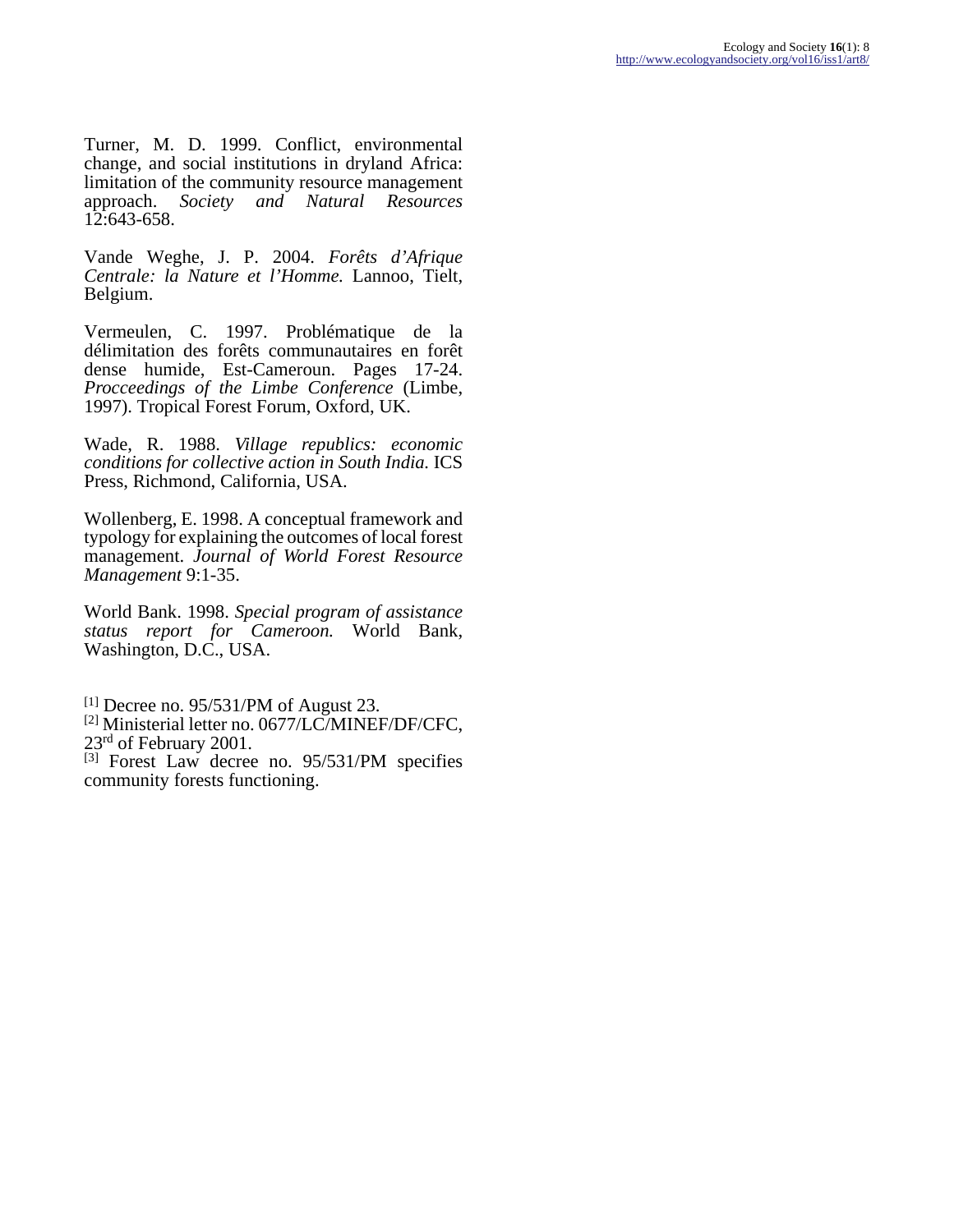Turner, M. D. 1999. Conflict, environmental change, and social institutions in dryland Africa: limitation of the community resource management approach. *Society and Natural Resources* 12:643-658.

Vande Weghe, J. P. 2004. *Forêts d'Afrique Centrale: la Nature et l'Homme.* Lannoo, Tielt, Belgium.

Vermeulen, C. 1997. Problématique de la délimitation des forêts communautaires en forêt dense humide, Est-Cameroun. Pages 17-24. *Procceedings of the Limbe Conference* (Limbe, 1997). Tropical Forest Forum, Oxford, UK.

Wade, R. 1988. *Village republics: economic conditions for collective action in South India.* ICS Press, Richmond, California, USA.

Wollenberg, E. 1998. A conceptual framework and typology for explaining the outcomes of local forest management. *Journal of World Forest Resource Management* 9:1-35.

World Bank. 1998. *Special program of assistance status report for Cameroon.* World Bank, Washington, D.C., USA.

[1] Decree no. 95/531/PM of August 23.
[2] Ministerial letter no. 0677/LC/MINEF/DF/CFC, 23rd of February 2001.
[3] Forest Law decree no. 95/531/PM specifies community forests functioning.